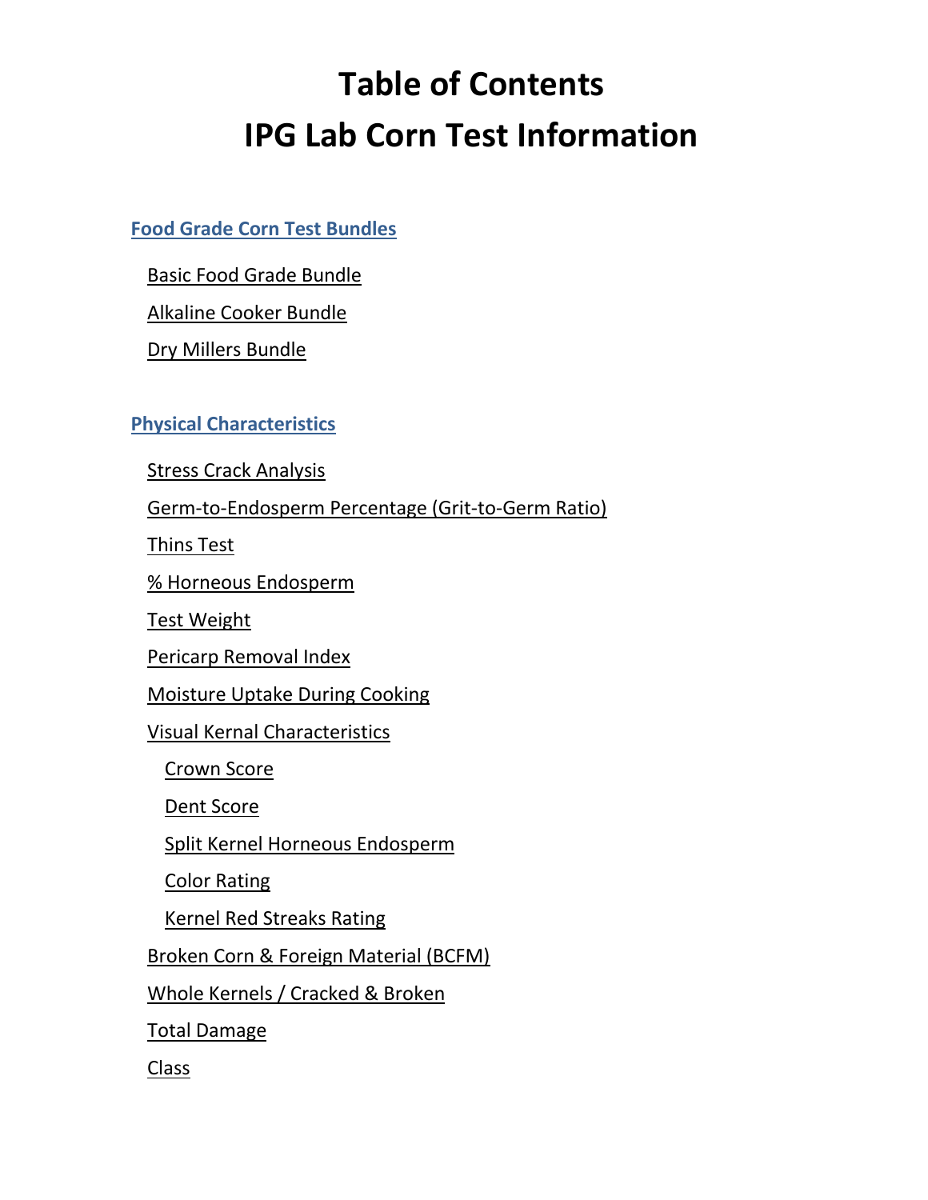# Table of Contents
# IPG Lab Corn Test Information

## Food Grade Corn Test Bundles

- Basic Food Grade Bundle
- Alkaline Cooker Bundle
- Dry Millers Bundle

## Physical Characteristics

- Stress Crack Analysis
- Germ-to-Endosperm Percentage (Grit-to-Germ Ratio)
- Thins Test
- % Horneous Endosperm
- Test Weight
- Pericarp Removal Index
- Moisture Uptake During Cooking
- Visual Kernal Characteristics
  - Crown Score
  - Dent Score
  - Split Kernel Horneous Endosperm
  - Color Rating
  - Kernel Red Streaks Rating
- Broken Corn & Foreign Material (BCFM)
- Whole Kernels / Cracked & Broken
- Total Damage
- Class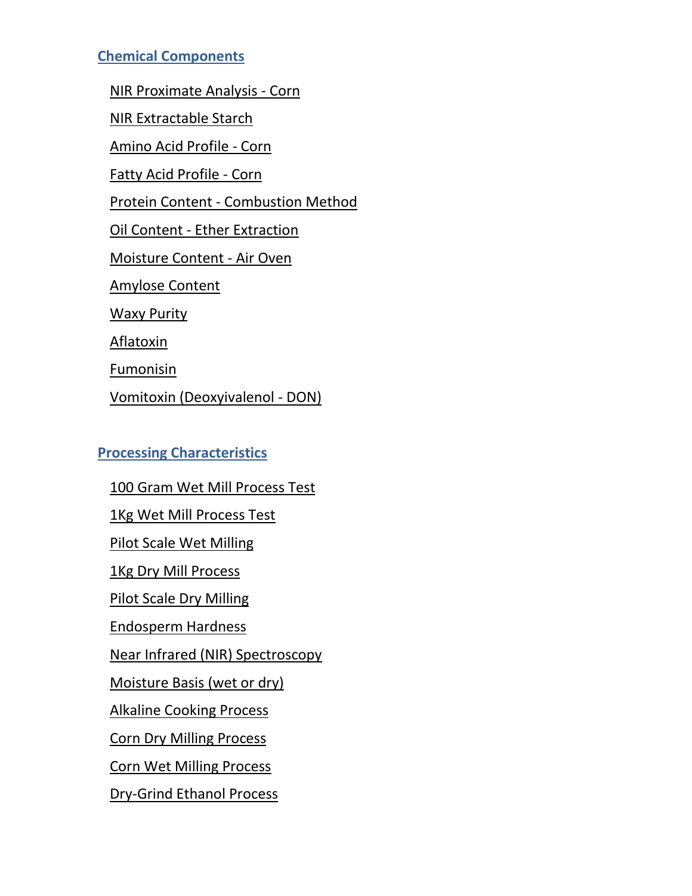## Chemical Components

- NIR Proximate Analysis - Corn
- NIR Extractable Starch
- Amino Acid Profile - Corn
- Fatty Acid Profile - Corn
- Protein Content - Combustion Method
- Oil Content - Ether Extraction
- Moisture Content - Air Oven
- Amylose Content
- Waxy Purity
- Aflatoxin
- Fumonisin
- Vomitoxin (Deoxyivalenol - DON)

## Processing Characteristics

- 100 Gram Wet Mill Process Test
- 1Kg Wet Mill Process Test
- Pilot Scale Wet Milling
- 1Kg Dry Mill Process
- Pilot Scale Dry Milling
- Endosperm Hardness
- Near Infrared (NIR) Spectroscopy
- Moisture Basis (wet or dry)
- Alkaline Cooking Process
- Corn Dry Milling Process
- Corn Wet Milling Process
- Dry-Grind Ethanol Process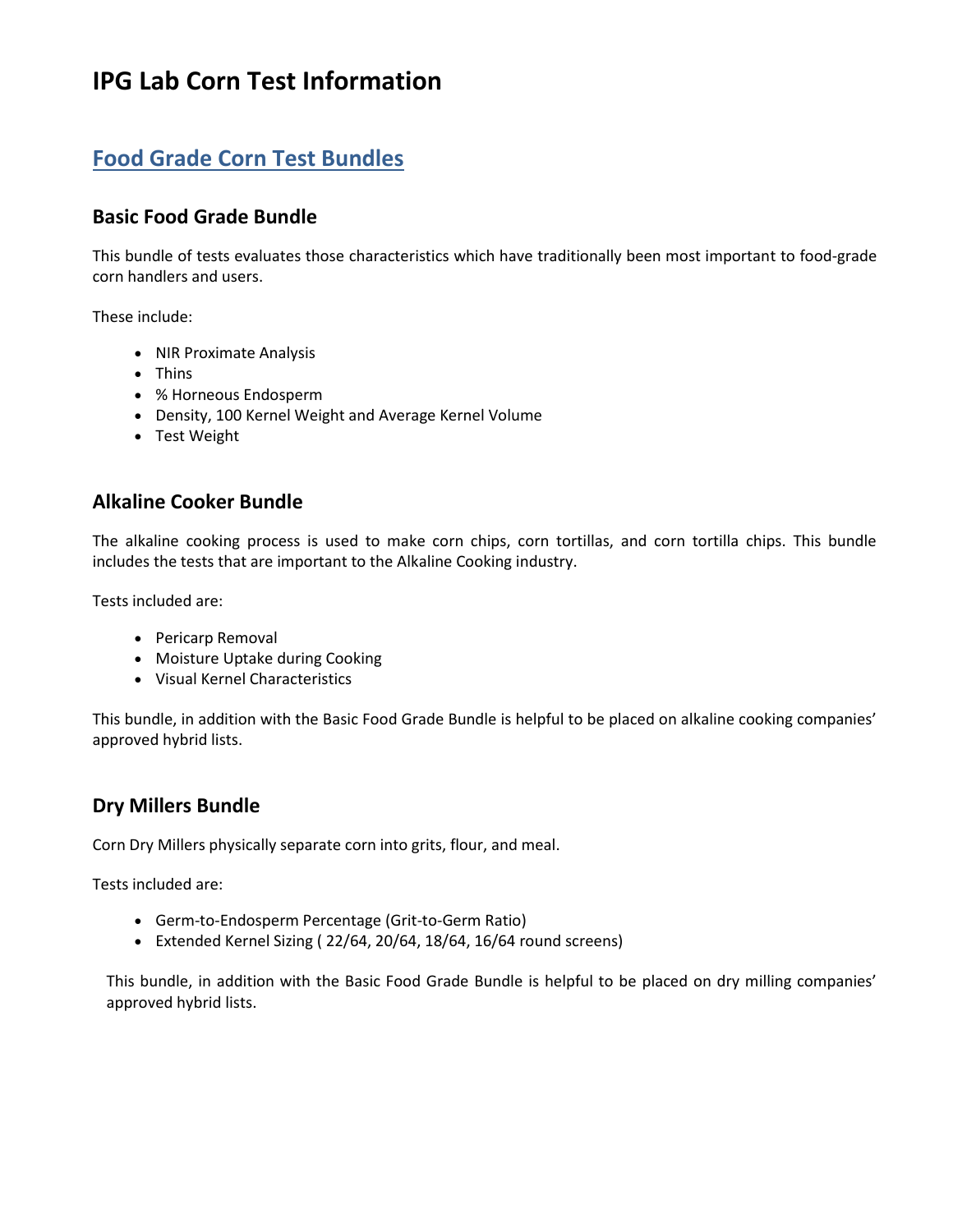# IPG Lab Corn Test Information

## Food Grade Corn Test Bundles

### Basic Food Grade Bundle

This bundle of tests evaluates those characteristics which have traditionally been most important to food-grade corn handlers and users.

These include:

- NIR Proximate Analysis
- Thins
- % Horneous Endosperm
- Density, 100 Kernel Weight and Average Kernel Volume
- Test Weight

### Alkaline Cooker Bundle

The alkaline cooking process is used to make corn chips, corn tortillas, and corn tortilla chips. This bundle includes the tests that are important to the Alkaline Cooking industry.

Tests included are:

- Pericarp Removal
- Moisture Uptake during Cooking
- Visual Kernel Characteristics

This bundle, in addition with the Basic Food Grade Bundle is helpful to be placed on alkaline cooking companies' approved hybrid lists.

### Dry Millers Bundle

Corn Dry Millers physically separate corn into grits, flour, and meal.

Tests included are:

- Germ-to-Endosperm Percentage (Grit-to-Germ Ratio)
- Extended Kernel Sizing ( 22/64, 20/64, 18/64, 16/64 round screens)

This bundle, in addition with the Basic Food Grade Bundle is helpful to be placed on dry milling companies' approved hybrid lists.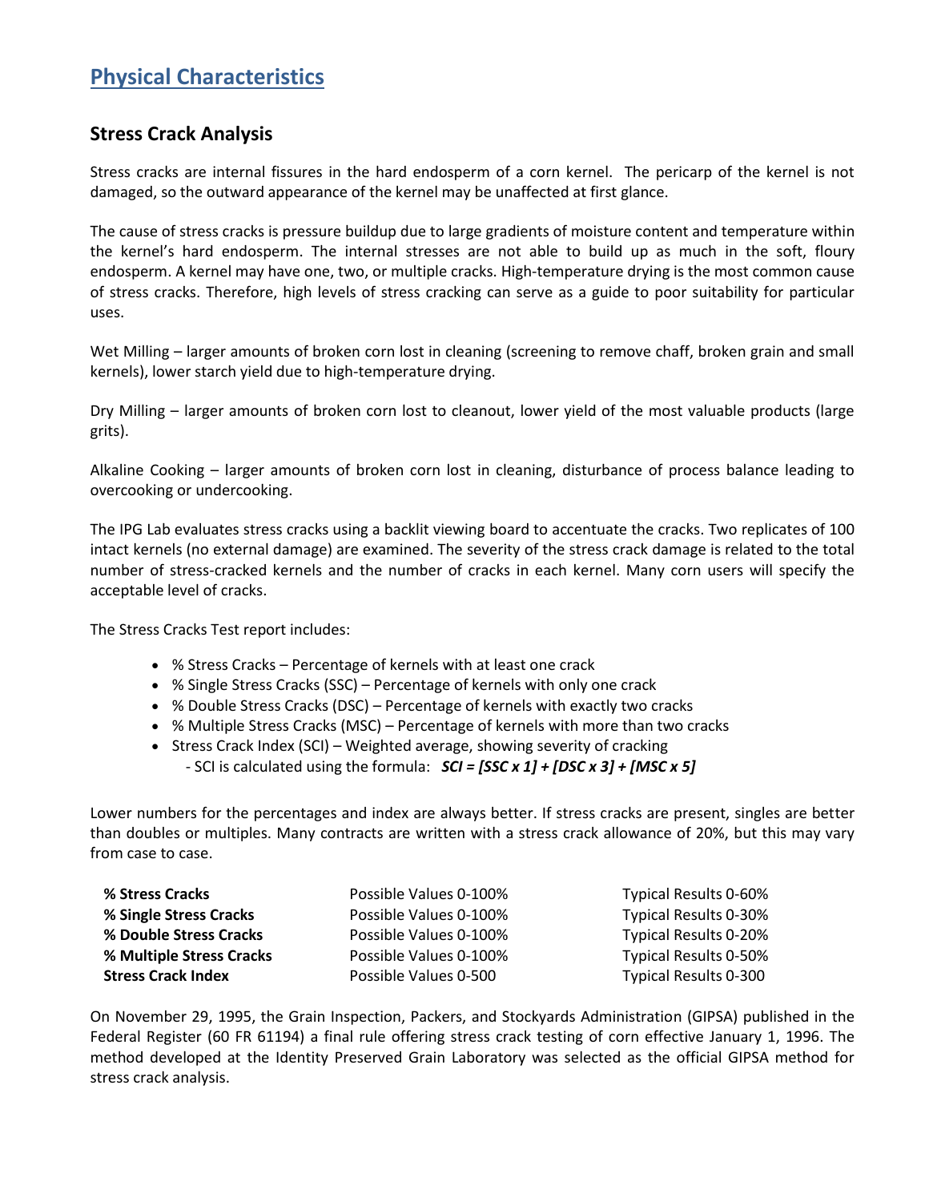# Physical Characteristics

## Stress Crack Analysis

Stress cracks are internal fissures in the hard endosperm of a corn kernel. The pericarp of the kernel is not damaged, so the outward appearance of the kernel may be unaffected at first glance.

The cause of stress cracks is pressure buildup due to large gradients of moisture content and temperature within the kernel's hard endosperm. The internal stresses are not able to build up as much in the soft, floury endosperm. A kernel may have one, two, or multiple cracks. High-temperature drying is the most common cause of stress cracks. Therefore, high levels of stress cracking can serve as a guide to poor suitability for particular uses.

Wet Milling – larger amounts of broken corn lost in cleaning (screening to remove chaff, broken grain and small kernels), lower starch yield due to high-temperature drying.

Dry Milling – larger amounts of broken corn lost to cleanout, lower yield of the most valuable products (large grits).

Alkaline Cooking – larger amounts of broken corn lost in cleaning, disturbance of process balance leading to overcooking or undercooking.

The IPG Lab evaluates stress cracks using a backlit viewing board to accentuate the cracks. Two replicates of 100 intact kernels (no external damage) are examined. The severity of the stress crack damage is related to the total number of stress-cracked kernels and the number of cracks in each kernel. Many corn users will specify the acceptable level of cracks.

The Stress Cracks Test report includes:

- % Stress Cracks – Percentage of kernels with at least one crack
- % Single Stress Cracks (SSC) – Percentage of kernels with only one crack
- % Double Stress Cracks (DSC) – Percentage of kernels with exactly two cracks
- % Multiple Stress Cracks (MSC) – Percentage of kernels with more than two cracks
- Stress Crack Index (SCI) – Weighted average, showing severity of cracking
  - SCI is calculated using the formula: ***SCI = [SSC x 1] + [DSC x 3] + [MSC x 5]***

Lower numbers for the percentages and index are always better. If stress cracks are present, singles are better than doubles or multiples. Many contracts are written with a stress crack allowance of 20%, but this may vary from case to case.

| | | |
|---|---|---|
| **% Stress Cracks** | Possible Values 0-100% | Typical Results 0-60% |
| **% Single Stress Cracks** | Possible Values 0-100% | Typical Results 0-30% |
| **% Double Stress Cracks** | Possible Values 0-100% | Typical Results 0-20% |
| **% Multiple Stress Cracks** | Possible Values 0-100% | Typical Results 0-50% |
| **Stress Crack Index** | Possible Values 0-500 | Typical Results 0-300 |

On November 29, 1995, the Grain Inspection, Packers, and Stockyards Administration (GIPSA) published in the Federal Register (60 FR 61194) a final rule offering stress crack testing of corn effective January 1, 1996. The method developed at the Identity Preserved Grain Laboratory was selected as the official GIPSA method for stress crack analysis.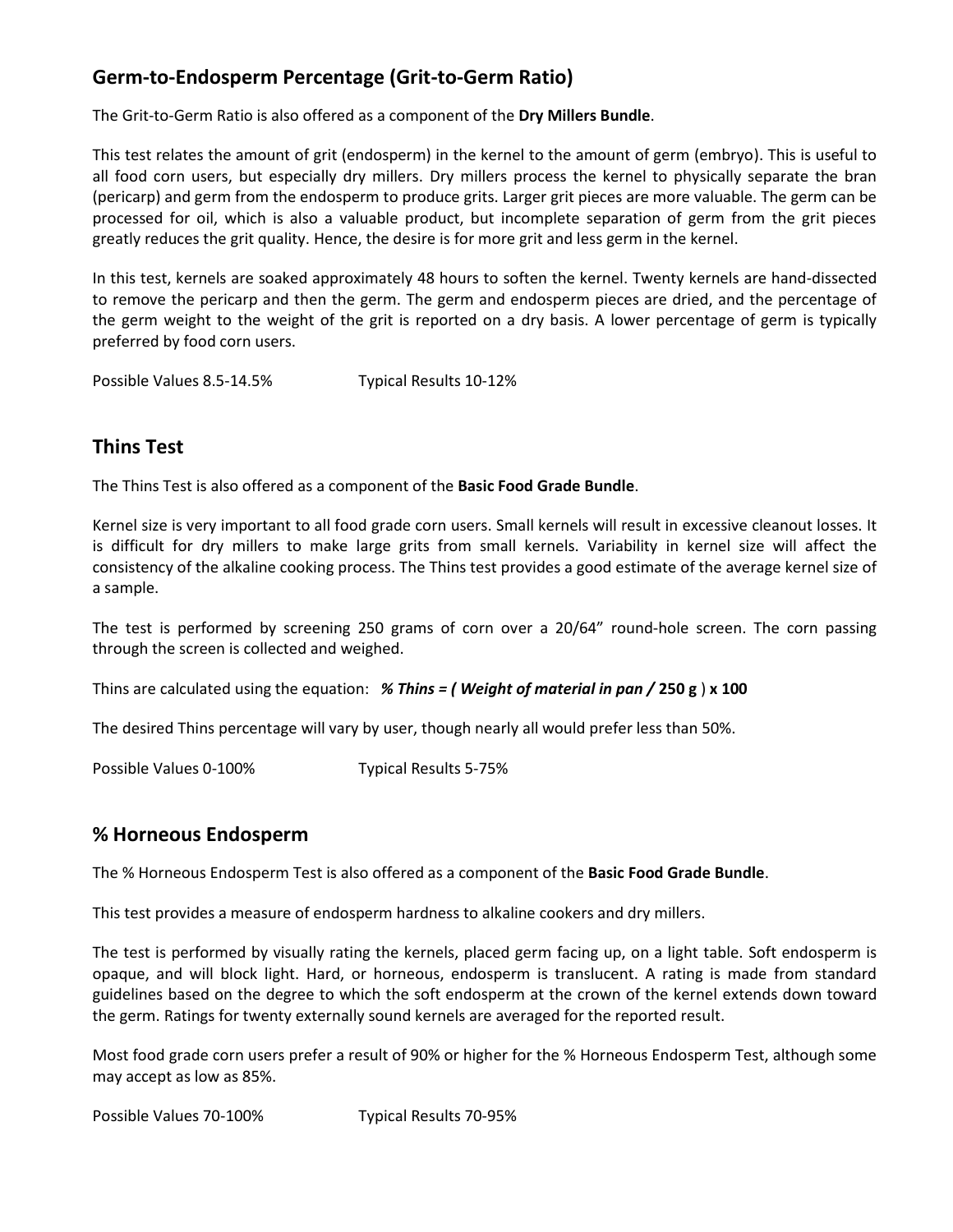## Germ-to-Endosperm Percentage (Grit-to-Germ Ratio)

The Grit-to-Germ Ratio is also offered as a component of the **Dry Millers Bundle**.

This test relates the amount of grit (endosperm) in the kernel to the amount of germ (embryo). This is useful to all food corn users, but especially dry millers. Dry millers process the kernel to physically separate the bran (pericarp) and germ from the endosperm to produce grits. Larger grit pieces are more valuable. The germ can be processed for oil, which is also a valuable product, but incomplete separation of germ from the grit pieces greatly reduces the grit quality. Hence, the desire is for more grit and less germ in the kernel.

In this test, kernels are soaked approximately 48 hours to soften the kernel. Twenty kernels are hand-dissected to remove the pericarp and then the germ. The germ and endosperm pieces are dried, and the percentage of the germ weight to the weight of the grit is reported on a dry basis. A lower percentage of germ is typically preferred by food corn users.

Possible Values 8.5-14.5%   Typical Results 10-12%

## Thins Test

The Thins Test is also offered as a component of the **Basic Food Grade Bundle**.

Kernel size is very important to all food grade corn users. Small kernels will result in excessive cleanout losses. It is difficult for dry millers to make large grits from small kernels. Variability in kernel size will affect the consistency of the alkaline cooking process. The Thins test provides a good estimate of the average kernel size of a sample.

The test is performed by screening 250 grams of corn over a 20/64" round-hole screen. The corn passing through the screen is collected and weighed.

Thins are calculated using the equation: ***% Thins = ( Weight of material in pan /* 250 g** ) **x 100**

The desired Thins percentage will vary by user, though nearly all would prefer less than 50%.

Possible Values 0-100%   Typical Results 5-75%

## % Horneous Endosperm

The % Horneous Endosperm Test is also offered as a component of the **Basic Food Grade Bundle**.

This test provides a measure of endosperm hardness to alkaline cookers and dry millers.

The test is performed by visually rating the kernels, placed germ facing up, on a light table. Soft endosperm is opaque, and will block light. Hard, or horneous, endosperm is translucent. A rating is made from standard guidelines based on the degree to which the soft endosperm at the crown of the kernel extends down toward the germ. Ratings for twenty externally sound kernels are averaged for the reported result.

Most food grade corn users prefer a result of 90% or higher for the % Horneous Endosperm Test, although some may accept as low as 85%.

Possible Values 70-100%   Typical Results 70-95%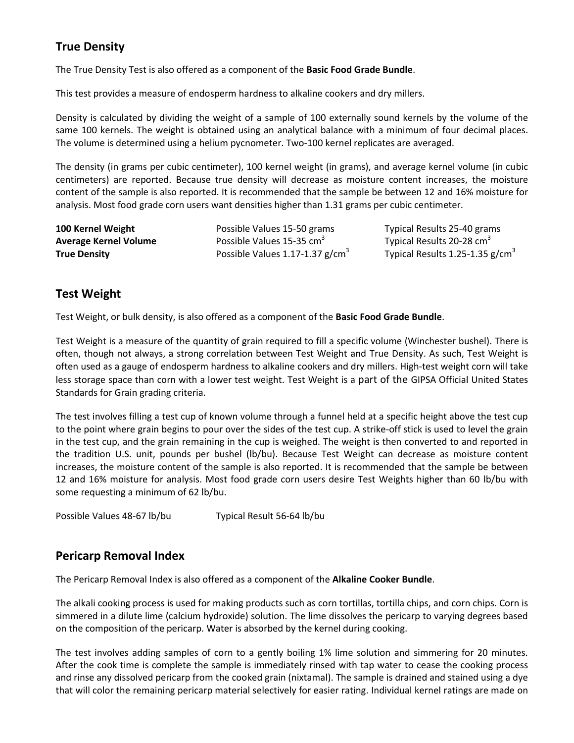## True Density

The True Density Test is also offered as a component of the **Basic Food Grade Bundle**.

This test provides a measure of endosperm hardness to alkaline cookers and dry millers.

Density is calculated by dividing the weight of a sample of 100 externally sound kernels by the volume of the same 100 kernels. The weight is obtained using an analytical balance with a minimum of four decimal places. The volume is determined using a helium pycnometer. Two-100 kernel replicates are averaged.

The density (in grams per cubic centimeter), 100 kernel weight (in grams), and average kernel volume (in cubic centimeters) are reported. Because true density will decrease as moisture content increases, the moisture content of the sample is also reported. It is recommended that the sample be between 12 and 16% moisture for analysis. Most food grade corn users want densities higher than 1.31 grams per cubic centimeter.

| | | |
|---|---|---|
| **100 Kernel Weight** | Possible Values 15-50 grams | Typical Results 25-40 grams |
| **Average Kernel Volume** | Possible Values 15-35 $cm^3$ | Typical Results 20-28 $cm^3$ |
| **True Density** | Possible Values 1.17-1.37 $g/cm^3$ | Typical Results 1.25-1.35 $g/cm^3$ |

## Test Weight

Test Weight, or bulk density, is also offered as a component of the **Basic Food Grade Bundle**.

Test Weight is a measure of the quantity of grain required to fill a specific volume (Winchester bushel). There is often, though not always, a strong correlation between Test Weight and True Density. As such, Test Weight is often used as a gauge of endosperm hardness to alkaline cookers and dry millers. High-test weight corn will take less storage space than corn with a lower test weight. Test Weight is a part of the GIPSA Official United States Standards for Grain grading criteria.

The test involves filling a test cup of known volume through a funnel held at a specific height above the test cup to the point where grain begins to pour over the sides of the test cup. A strike-off stick is used to level the grain in the test cup, and the grain remaining in the cup is weighed. The weight is then converted to and reported in the tradition U.S. unit, pounds per bushel (lb/bu). Because Test Weight can decrease as moisture content increases, the moisture content of the sample is also reported. It is recommended that the sample be between 12 and 16% moisture for analysis. Most food grade corn users desire Test Weights higher than 60 lb/bu with some requesting a minimum of 62 lb/bu.

Possible Values 48-67 lb/bu Typical Result 56-64 lb/bu

## Pericarp Removal Index

The Pericarp Removal Index is also offered as a component of the **Alkaline Cooker Bundle**.

The alkali cooking process is used for making products such as corn tortillas, tortilla chips, and corn chips. Corn is simmered in a dilute lime (calcium hydroxide) solution. The lime dissolves the pericarp to varying degrees based on the composition of the pericarp. Water is absorbed by the kernel during cooking.

The test involves adding samples of corn to a gently boiling 1% lime solution and simmering for 20 minutes. After the cook time is complete the sample is immediately rinsed with tap water to cease the cooking process and rinse any dissolved pericarp from the cooked grain (nixtamal). The sample is drained and stained using a dye that will color the remaining pericarp material selectively for easier rating. Individual kernel ratings are made on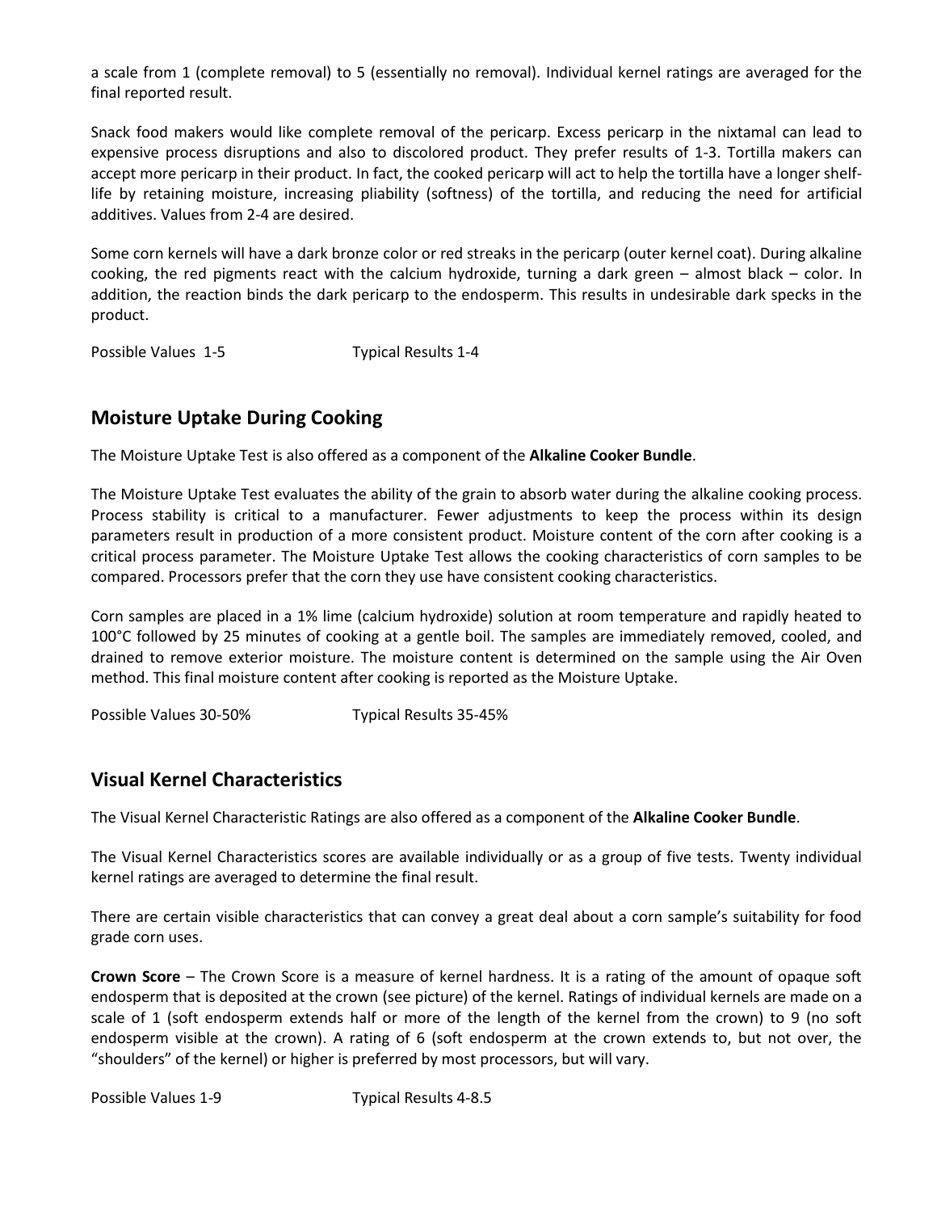a scale from 1 (complete removal) to 5 (essentially no removal). Individual kernel ratings are averaged for the final reported result.

Snack food makers would like complete removal of the pericarp. Excess pericarp in the nixtamal can lead to expensive process disruptions and also to discolored product. They prefer results of 1-3. Tortilla makers can accept more pericarp in their product. In fact, the cooked pericarp will act to help the tortilla have a longer shelf-life by retaining moisture, increasing pliability (softness) of the tortilla, and reducing the need for artificial additives. Values from 2-4 are desired.

Some corn kernels will have a dark bronze color or red streaks in the pericarp (outer kernel coat). During alkaline cooking, the red pigments react with the calcium hydroxide, turning a dark green – almost black – color. In addition, the reaction binds the dark pericarp to the endosperm. This results in undesirable dark specks in the product.

Possible Values 1-5 Typical Results 1-4

## Moisture Uptake During Cooking

The Moisture Uptake Test is also offered as a component of the **Alkaline Cooker Bundle**.

The Moisture Uptake Test evaluates the ability of the grain to absorb water during the alkaline cooking process. Process stability is critical to a manufacturer. Fewer adjustments to keep the process within its design parameters result in production of a more consistent product. Moisture content of the corn after cooking is a critical process parameter. The Moisture Uptake Test allows the cooking characteristics of corn samples to be compared. Processors prefer that the corn they use have consistent cooking characteristics.

Corn samples are placed in a 1% lime (calcium hydroxide) solution at room temperature and rapidly heated to 100°C followed by 25 minutes of cooking at a gentle boil. The samples are immediately removed, cooled, and drained to remove exterior moisture. The moisture content is determined on the sample using the Air Oven method. This final moisture content after cooking is reported as the Moisture Uptake.

Possible Values 30-50% Typical Results 35-45%

## Visual Kernel Characteristics

The Visual Kernel Characteristic Ratings are also offered as a component of the **Alkaline Cooker Bundle**.

The Visual Kernel Characteristics scores are available individually or as a group of five tests. Twenty individual kernel ratings are averaged to determine the final result.

There are certain visible characteristics that can convey a great deal about a corn sample's suitability for food grade corn uses.

**Crown Score** – The Crown Score is a measure of kernel hardness. It is a rating of the amount of opaque soft endosperm that is deposited at the crown (see picture) of the kernel. Ratings of individual kernels are made on a scale of 1 (soft endosperm extends half or more of the length of the kernel from the crown) to 9 (no soft endosperm visible at the crown). A rating of 6 (soft endosperm at the crown extends to, but not over, the "shoulders" of the kernel) or higher is preferred by most processors, but will vary.

Possible Values 1-9 Typical Results 4-8.5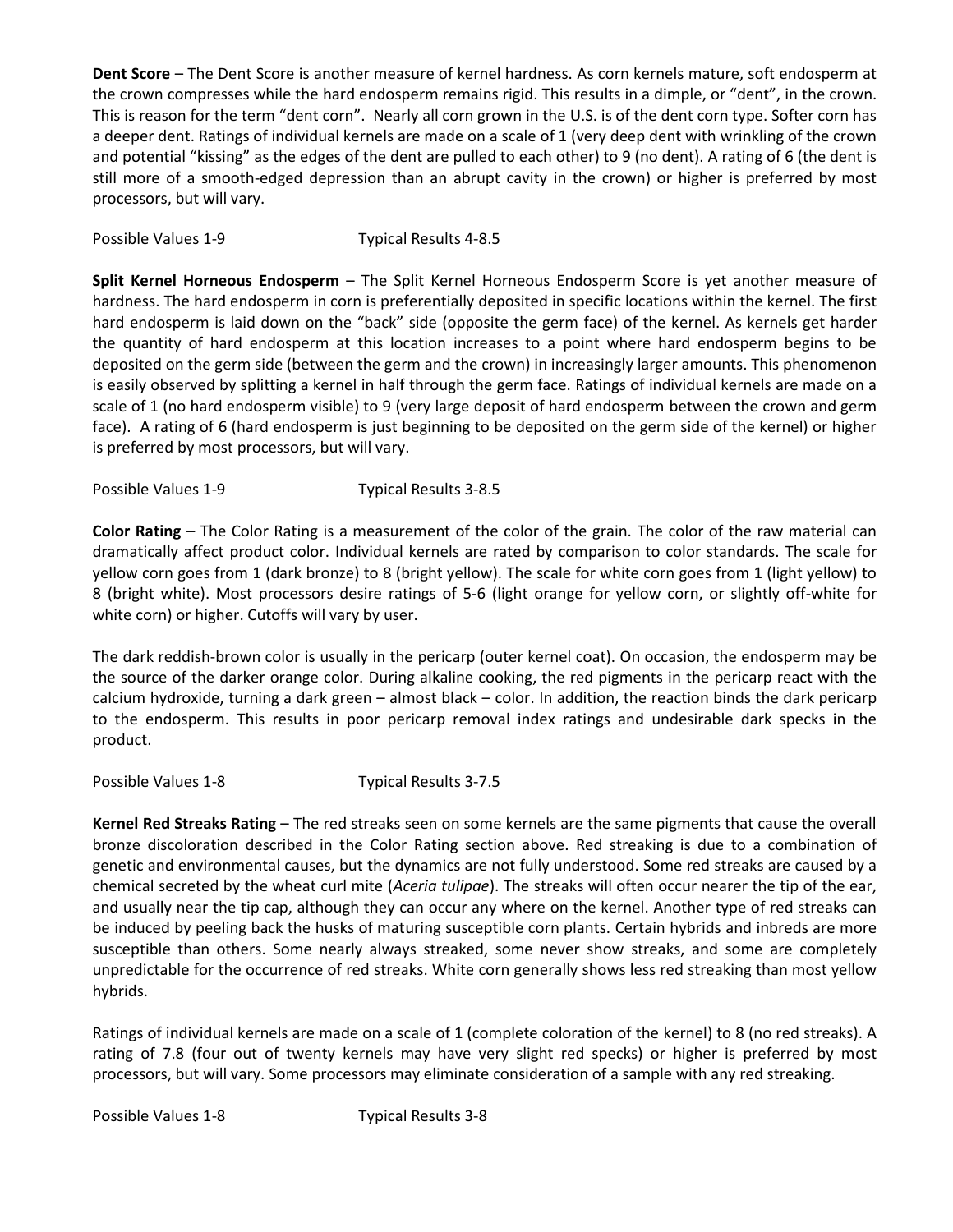**Dent Score** – The Dent Score is another measure of kernel hardness. As corn kernels mature, soft endosperm at the crown compresses while the hard endosperm remains rigid. This results in a dimple, or "dent", in the crown. This is reason for the term "dent corn". Nearly all corn grown in the U.S. is of the dent corn type. Softer corn has a deeper dent. Ratings of individual kernels are made on a scale of 1 (very deep dent with wrinkling of the crown and potential "kissing" as the edges of the dent are pulled to each other) to 9 (no dent). A rating of 6 (the dent is still more of a smooth-edged depression than an abrupt cavity in the crown) or higher is preferred by most processors, but will vary.

Possible Values 1-9 Typical Results 4-8.5

**Split Kernel Horneous Endosperm** – The Split Kernel Horneous Endosperm Score is yet another measure of hardness. The hard endosperm in corn is preferentially deposited in specific locations within the kernel. The first hard endosperm is laid down on the "back" side (opposite the germ face) of the kernel. As kernels get harder the quantity of hard endosperm at this location increases to a point where hard endosperm begins to be deposited on the germ side (between the germ and the crown) in increasingly larger amounts. This phenomenon is easily observed by splitting a kernel in half through the germ face. Ratings of individual kernels are made on a scale of 1 (no hard endosperm visible) to 9 (very large deposit of hard endosperm between the crown and germ face). A rating of 6 (hard endosperm is just beginning to be deposited on the germ side of the kernel) or higher is preferred by most processors, but will vary.

Possible Values 1-9 Typical Results 3-8.5

**Color Rating** – The Color Rating is a measurement of the color of the grain. The color of the raw material can dramatically affect product color. Individual kernels are rated by comparison to color standards. The scale for yellow corn goes from 1 (dark bronze) to 8 (bright yellow). The scale for white corn goes from 1 (light yellow) to 8 (bright white). Most processors desire ratings of 5-6 (light orange for yellow corn, or slightly off-white for white corn) or higher. Cutoffs will vary by user.

The dark reddish-brown color is usually in the pericarp (outer kernel coat). On occasion, the endosperm may be the source of the darker orange color. During alkaline cooking, the red pigments in the pericarp react with the calcium hydroxide, turning a dark green – almost black – color. In addition, the reaction binds the dark pericarp to the endosperm. This results in poor pericarp removal index ratings and undesirable dark specks in the product.

Possible Values 1-8 Typical Results 3-7.5

**Kernel Red Streaks Rating** – The red streaks seen on some kernels are the same pigments that cause the overall bronze discoloration described in the Color Rating section above. Red streaking is due to a combination of genetic and environmental causes, but the dynamics are not fully understood. Some red streaks are caused by a chemical secreted by the wheat curl mite (*Aceria tulipae*). The streaks will often occur nearer the tip of the ear, and usually near the tip cap, although they can occur any where on the kernel. Another type of red streaks can be induced by peeling back the husks of maturing susceptible corn plants. Certain hybrids and inbreds are more susceptible than others. Some nearly always streaked, some never show streaks, and some are completely unpredictable for the occurrence of red streaks. White corn generally shows less red streaking than most yellow hybrids.

Ratings of individual kernels are made on a scale of 1 (complete coloration of the kernel) to 8 (no red streaks). A rating of 7.8 (four out of twenty kernels may have very slight red specks) or higher is preferred by most processors, but will vary. Some processors may eliminate consideration of a sample with any red streaking.

Possible Values 1-8 Typical Results 3-8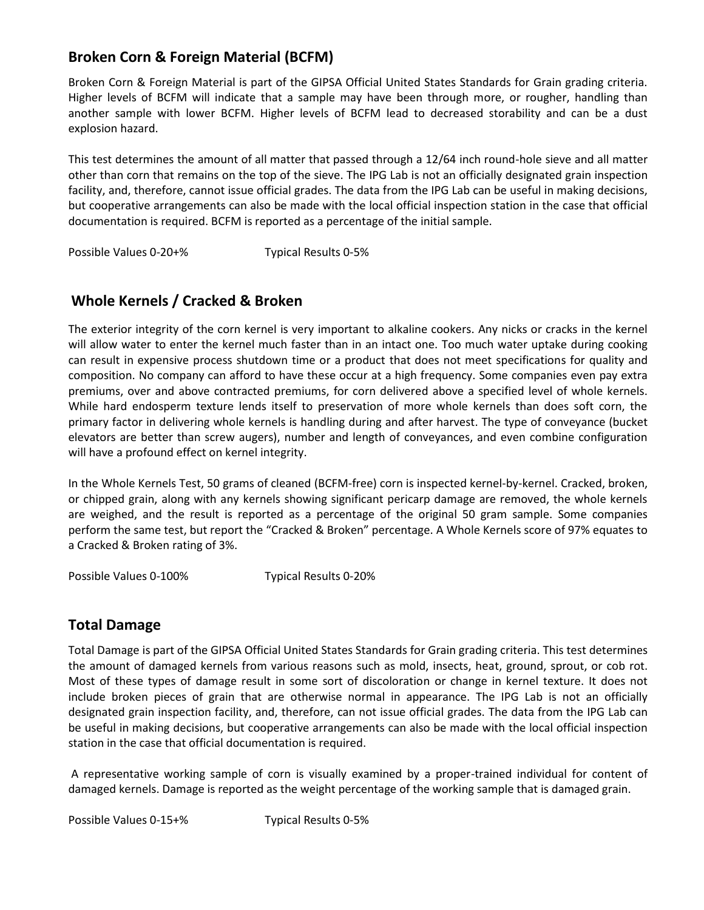## Broken Corn & Foreign Material (BCFM)

Broken Corn & Foreign Material is part of the GIPSA Official United States Standards for Grain grading criteria. Higher levels of BCFM will indicate that a sample may have been through more, or rougher, handling than another sample with lower BCFM. Higher levels of BCFM lead to decreased storability and can be a dust explosion hazard.

This test determines the amount of all matter that passed through a 12/64 inch round-hole sieve and all matter other than corn that remains on the top of the sieve. The IPG Lab is not an officially designated grain inspection facility, and, therefore, cannot issue official grades. The data from the IPG Lab can be useful in making decisions, but cooperative arrangements can also be made with the local official inspection station in the case that official documentation is required. BCFM is reported as a percentage of the initial sample.

Possible Values 0-20+%    Typical Results 0-5%

## Whole Kernels / Cracked & Broken

The exterior integrity of the corn kernel is very important to alkaline cookers. Any nicks or cracks in the kernel will allow water to enter the kernel much faster than in an intact one. Too much water uptake during cooking can result in expensive process shutdown time or a product that does not meet specifications for quality and composition. No company can afford to have these occur at a high frequency. Some companies even pay extra premiums, over and above contracted premiums, for corn delivered above a specified level of whole kernels. While hard endosperm texture lends itself to preservation of more whole kernels than does soft corn, the primary factor in delivering whole kernels is handling during and after harvest. The type of conveyance (bucket elevators are better than screw augers), number and length of conveyances, and even combine configuration will have a profound effect on kernel integrity.

In the Whole Kernels Test, 50 grams of cleaned (BCFM-free) corn is inspected kernel-by-kernel. Cracked, broken, or chipped grain, along with any kernels showing significant pericarp damage are removed, the whole kernels are weighed, and the result is reported as a percentage of the original 50 gram sample. Some companies perform the same test, but report the "Cracked & Broken" percentage. A Whole Kernels score of 97% equates to a Cracked & Broken rating of 3%.

Possible Values 0-100%    Typical Results 0-20%

## Total Damage

Total Damage is part of the GIPSA Official United States Standards for Grain grading criteria. This test determines the amount of damaged kernels from various reasons such as mold, insects, heat, ground, sprout, or cob rot. Most of these types of damage result in some sort of discoloration or change in kernel texture. It does not include broken pieces of grain that are otherwise normal in appearance. The IPG Lab is not an officially designated grain inspection facility, and, therefore, can not issue official grades. The data from the IPG Lab can be useful in making decisions, but cooperative arrangements can also be made with the local official inspection station in the case that official documentation is required.

A representative working sample of corn is visually examined by a proper-trained individual for content of damaged kernels. Damage is reported as the weight percentage of the working sample that is damaged grain.

Possible Values 0-15+%    Typical Results 0-5%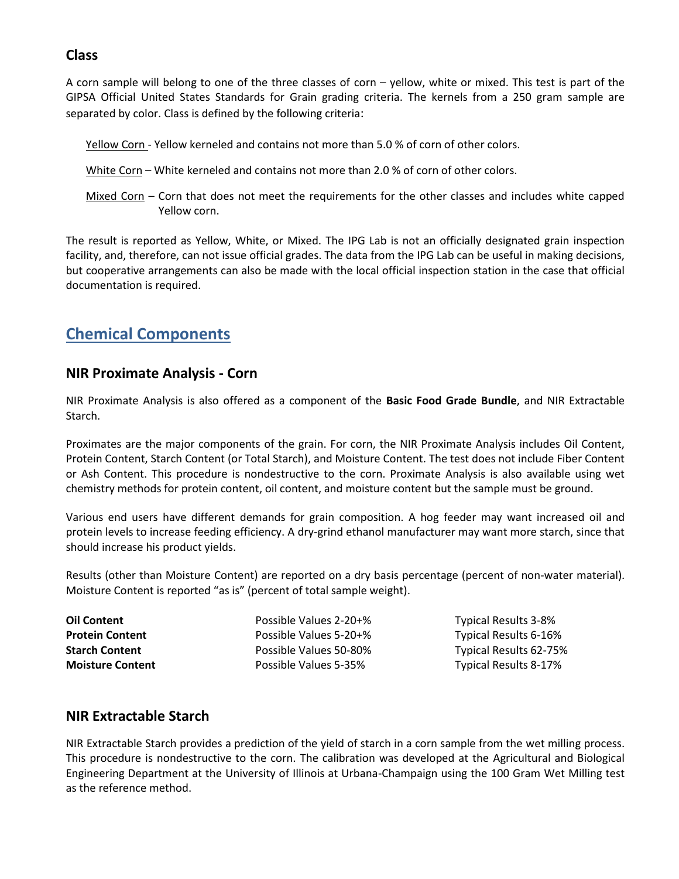### Class

A corn sample will belong to one of the three classes of corn – yellow, white or mixed. This test is part of the GIPSA Official United States Standards for Grain grading criteria. The kernels from a 250 gram sample are separated by color. Class is defined by the following criteria:

Yellow Corn - Yellow kerneled and contains not more than 5.0 % of corn of other colors.

White Corn – White kerneled and contains not more than 2.0 % of corn of other colors.

Mixed Corn – Corn that does not meet the requirements for the other classes and includes white capped Yellow corn.

The result is reported as Yellow, White, or Mixed. The IPG Lab is not an officially designated grain inspection facility, and, therefore, can not issue official grades. The data from the IPG Lab can be useful in making decisions, but cooperative arrangements can also be made with the local official inspection station in the case that official documentation is required.

## Chemical Components

### NIR Proximate Analysis - Corn

NIR Proximate Analysis is also offered as a component of the **Basic Food Grade Bundle**, and NIR Extractable Starch.

Proximates are the major components of the grain. For corn, the NIR Proximate Analysis includes Oil Content, Protein Content, Starch Content (or Total Starch), and Moisture Content. The test does not include Fiber Content or Ash Content. This procedure is nondestructive to the corn. Proximate Analysis is also available using wet chemistry methods for protein content, oil content, and moisture content but the sample must be ground.

Various end users have different demands for grain composition. A hog feeder may want increased oil and protein levels to increase feeding efficiency. A dry-grind ethanol manufacturer may want more starch, since that should increase his product yields.

Results (other than Moisture Content) are reported on a dry basis percentage (percent of non-water material). Moisture Content is reported "as is" (percent of total sample weight).

| | | |
|---|---|---|
| **Oil Content** | Possible Values 2-20+% | Typical Results 3-8% |
| **Protein Content** | Possible Values 5-20+% | Typical Results 6-16% |
| **Starch Content** | Possible Values 50-80% | Typical Results 62-75% |
| **Moisture Content** | Possible Values 5-35% | Typical Results 8-17% |

### NIR Extractable Starch

NIR Extractable Starch provides a prediction of the yield of starch in a corn sample from the wet milling process. This procedure is nondestructive to the corn. The calibration was developed at the Agricultural and Biological Engineering Department at the University of Illinois at Urbana-Champaign using the 100 Gram Wet Milling test as the reference method.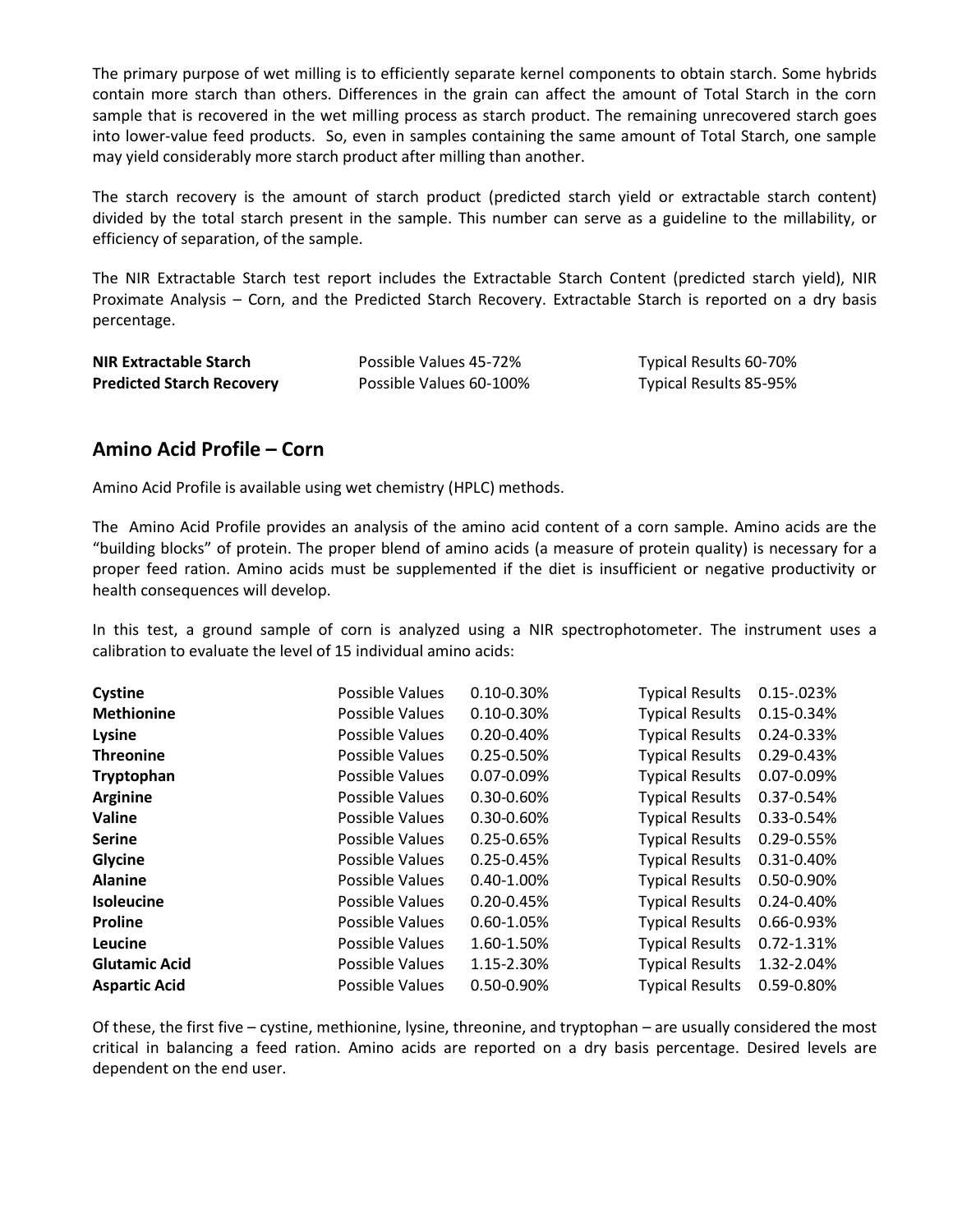The primary purpose of wet milling is to efficiently separate kernel components to obtain starch. Some hybrids contain more starch than others. Differences in the grain can affect the amount of Total Starch in the corn sample that is recovered in the wet milling process as starch product. The remaining unrecovered starch goes into lower-value feed products. So, even in samples containing the same amount of Total Starch, one sample may yield considerably more starch product after milling than another.

The starch recovery is the amount of starch product (predicted starch yield or extractable starch content) divided by the total starch present in the sample. This number can serve as a guideline to the millability, or efficiency of separation, of the sample.

The NIR Extractable Starch test report includes the Extractable Starch Content (predicted starch yield), NIR Proximate Analysis – Corn, and the Predicted Starch Recovery. Extractable Starch is reported on a dry basis percentage.

| | | |
|---|---|---|
| **NIR Extractable Starch** | Possible Values 45-72% | Typical Results 60-70% |
| **Predicted Starch Recovery** | Possible Values 60-100% | Typical Results 85-95% |

## Amino Acid Profile – Corn

Amino Acid Profile is available using wet chemistry (HPLC) methods.

The Amino Acid Profile provides an analysis of the amino acid content of a corn sample. Amino acids are the "building blocks" of protein. The proper blend of amino acids (a measure of protein quality) is necessary for a proper feed ration. Amino acids must be supplemented if the diet is insufficient or negative productivity or health consequences will develop.

In this test, a ground sample of corn is analyzed using a NIR spectrophotometer. The instrument uses a calibration to evaluate the level of 15 individual amino acids:

| | | | | |
|---|---|---|---|---|
| **Cystine** | Possible Values | 0.10-0.30% | Typical Results | 0.15-.023% |
| **Methionine** | Possible Values | 0.10-0.30% | Typical Results | 0.15-0.34% |
| **Lysine** | Possible Values | 0.20-0.40% | Typical Results | 0.24-0.33% |
| **Threonine** | Possible Values | 0.25-0.50% | Typical Results | 0.29-0.43% |
| **Tryptophan** | Possible Values | 0.07-0.09% | Typical Results | 0.07-0.09% |
| **Arginine** | Possible Values | 0.30-0.60% | Typical Results | 0.37-0.54% |
| **Valine** | Possible Values | 0.30-0.60% | Typical Results | 0.33-0.54% |
| **Serine** | Possible Values | 0.25-0.65% | Typical Results | 0.29-0.55% |
| **Glycine** | Possible Values | 0.25-0.45% | Typical Results | 0.31-0.40% |
| **Alanine** | Possible Values | 0.40-1.00% | Typical Results | 0.50-0.90% |
| **Isoleucine** | Possible Values | 0.20-0.45% | Typical Results | 0.24-0.40% |
| **Proline** | Possible Values | 0.60-1.05% | Typical Results | 0.66-0.93% |
| **Leucine** | Possible Values | 1.60-1.50% | Typical Results | 0.72-1.31% |
| **Glutamic Acid** | Possible Values | 1.15-2.30% | Typical Results | 1.32-2.04% |
| **Aspartic Acid** | Possible Values | 0.50-0.90% | Typical Results | 0.59-0.80% |

Of these, the first five – cystine, methionine, lysine, threonine, and tryptophan – are usually considered the most critical in balancing a feed ration. Amino acids are reported on a dry basis percentage. Desired levels are dependent on the end user.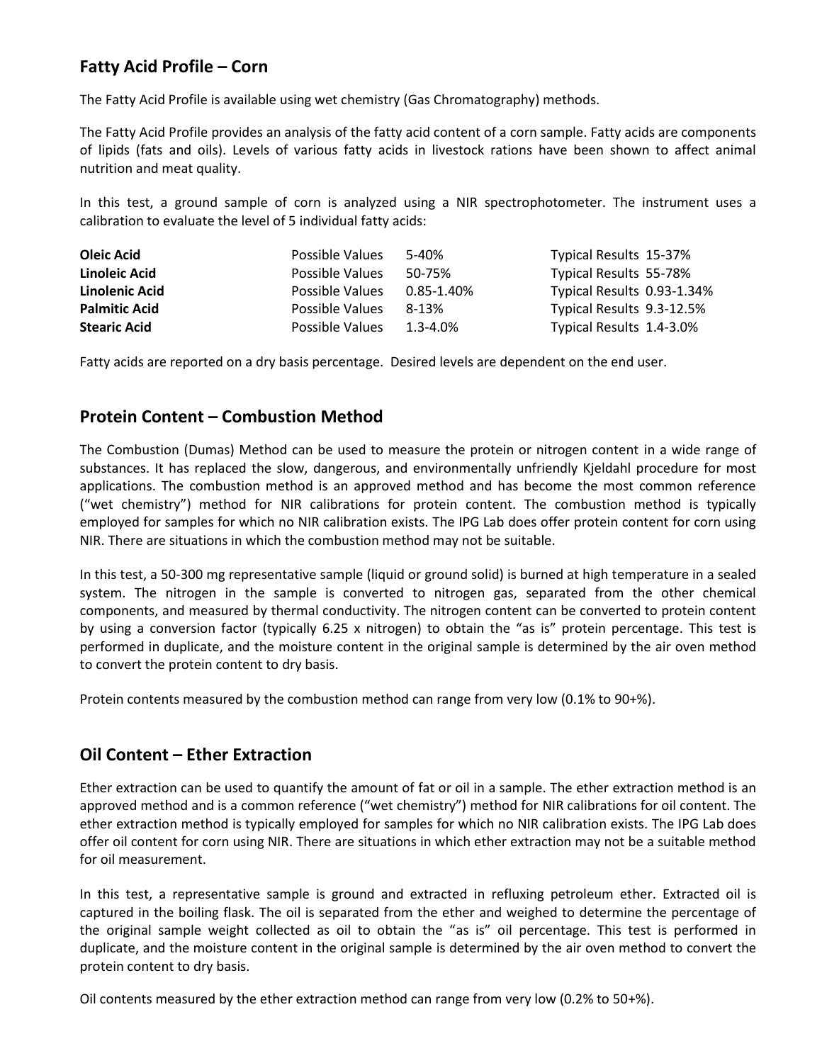## Fatty Acid Profile – Corn

The Fatty Acid Profile is available using wet chemistry (Gas Chromatography) methods.

The Fatty Acid Profile provides an analysis of the fatty acid content of a corn sample. Fatty acids are components of lipids (fats and oils). Levels of various fatty acids in livestock rations have been shown to affect animal nutrition and meat quality.

In this test, a ground sample of corn is analyzed using a NIR spectrophotometer. The instrument uses a calibration to evaluate the level of 5 individual fatty acids:

| | | | | |
|---|---|---|---|---|
| **Oleic Acid** | Possible Values | 5-40% | Typical Results | 15-37% |
| **Linoleic Acid** | Possible Values | 50-75% | Typical Results | 55-78% |
| **Linolenic Acid** | Possible Values | 0.85-1.40% | Typical Results | 0.93-1.34% |
| **Palmitic Acid** | Possible Values | 8-13% | Typical Results | 9.3-12.5% |
| **Stearic Acid** | Possible Values | 1.3-4.0% | Typical Results | 1.4-3.0% |

Fatty acids are reported on a dry basis percentage. Desired levels are dependent on the end user.

## Protein Content – Combustion Method

The Combustion (Dumas) Method can be used to measure the protein or nitrogen content in a wide range of substances. It has replaced the slow, dangerous, and environmentally unfriendly Kjeldahl procedure for most applications. The combustion method is an approved method and has become the most common reference ("wet chemistry") method for NIR calibrations for protein content. The combustion method is typically employed for samples for which no NIR calibration exists. The IPG Lab does offer protein content for corn using NIR. There are situations in which the combustion method may not be suitable.

In this test, a 50-300 mg representative sample (liquid or ground solid) is burned at high temperature in a sealed system. The nitrogen in the sample is converted to nitrogen gas, separated from the other chemical components, and measured by thermal conductivity. The nitrogen content can be converted to protein content by using a conversion factor (typically 6.25 x nitrogen) to obtain the "as is" protein percentage. This test is performed in duplicate, and the moisture content in the original sample is determined by the air oven method to convert the protein content to dry basis.

Protein contents measured by the combustion method can range from very low (0.1% to 90+%).

## Oil Content – Ether Extraction

Ether extraction can be used to quantify the amount of fat or oil in a sample. The ether extraction method is an approved method and is a common reference ("wet chemistry") method for NIR calibrations for oil content. The ether extraction method is typically employed for samples for which no NIR calibration exists. The IPG Lab does offer oil content for corn using NIR. There are situations in which ether extraction may not be a suitable method for oil measurement.

In this test, a representative sample is ground and extracted in refluxing petroleum ether. Extracted oil is captured in the boiling flask. The oil is separated from the ether and weighed to determine the percentage of the original sample weight collected as oil to obtain the "as is" oil percentage. This test is performed in duplicate, and the moisture content in the original sample is determined by the air oven method to convert the protein content to dry basis.

Oil contents measured by the ether extraction method can range from very low (0.2% to 50+%).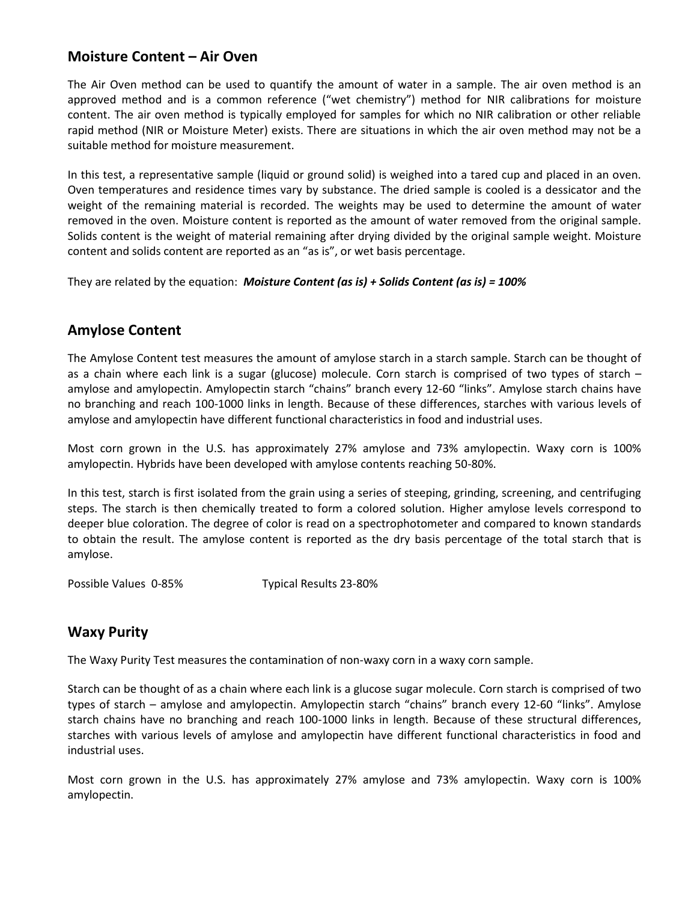## Moisture Content – Air Oven

The Air Oven method can be used to quantify the amount of water in a sample. The air oven method is an approved method and is a common reference ("wet chemistry") method for NIR calibrations for moisture content. The air oven method is typically employed for samples for which no NIR calibration or other reliable rapid method (NIR or Moisture Meter) exists. There are situations in which the air oven method may not be a suitable method for moisture measurement.

In this test, a representative sample (liquid or ground solid) is weighed into a tared cup and placed in an oven. Oven temperatures and residence times vary by substance. The dried sample is cooled is a dessicator and the weight of the remaining material is recorded. The weights may be used to determine the amount of water removed in the oven. Moisture content is reported as the amount of water removed from the original sample. Solids content is the weight of material remaining after drying divided by the original sample weight. Moisture content and solids content are reported as an "as is", or wet basis percentage.

They are related by the equation: ***Moisture Content (as is) + Solids Content (as is) = 100%***

## Amylose Content

The Amylose Content test measures the amount of amylose starch in a starch sample. Starch can be thought of as a chain where each link is a sugar (glucose) molecule. Corn starch is comprised of two types of starch – amylose and amylopectin. Amylopectin starch "chains" branch every 12-60 "links". Amylose starch chains have no branching and reach 100-1000 links in length. Because of these differences, starches with various levels of amylose and amylopectin have different functional characteristics in food and industrial uses.

Most corn grown in the U.S. has approximately 27% amylose and 73% amylopectin. Waxy corn is 100% amylopectin. Hybrids have been developed with amylose contents reaching 50-80%.

In this test, starch is first isolated from the grain using a series of steeping, grinding, screening, and centrifuging steps. The starch is then chemically treated to form a colored solution. Higher amylose levels correspond to deeper blue coloration. The degree of color is read on a spectrophotometer and compared to known standards to obtain the result. The amylose content is reported as the dry basis percentage of the total starch that is amylose.

Possible Values 0-85% Typical Results 23-80%

## Waxy Purity

The Waxy Purity Test measures the contamination of non-waxy corn in a waxy corn sample.

Starch can be thought of as a chain where each link is a glucose sugar molecule. Corn starch is comprised of two types of starch – amylose and amylopectin. Amylopectin starch "chains" branch every 12-60 "links". Amylose starch chains have no branching and reach 100-1000 links in length. Because of these structural differences, starches with various levels of amylose and amylopectin have different functional characteristics in food and industrial uses.

Most corn grown in the U.S. has approximately 27% amylose and 73% amylopectin. Waxy corn is 100% amylopectin.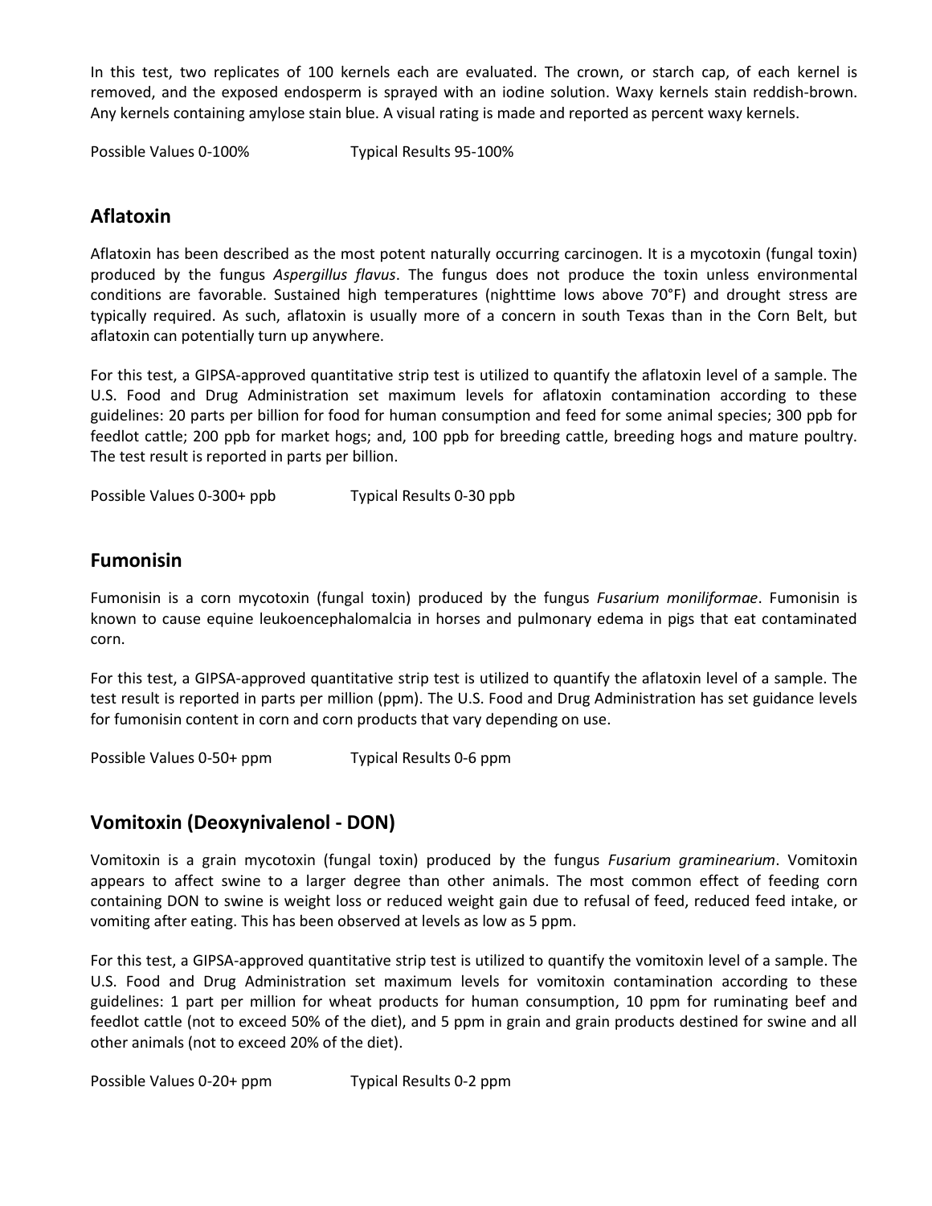In this test, two replicates of 100 kernels each are evaluated. The crown, or starch cap, of each kernel is removed, and the exposed endosperm is sprayed with an iodine solution. Waxy kernels stain reddish-brown. Any kernels containing amylose stain blue. A visual rating is made and reported as percent waxy kernels.

Possible Values 0-100%      Typical Results 95-100%

## Aflatoxin

Aflatoxin has been described as the most potent naturally occurring carcinogen. It is a mycotoxin (fungal toxin) produced by the fungus *Aspergillus flavus*. The fungus does not produce the toxin unless environmental conditions are favorable. Sustained high temperatures (nighttime lows above 70°F) and drought stress are typically required. As such, aflatoxin is usually more of a concern in south Texas than in the Corn Belt, but aflatoxin can potentially turn up anywhere.

For this test, a GIPSA-approved quantitative strip test is utilized to quantify the aflatoxin level of a sample. The U.S. Food and Drug Administration set maximum levels for aflatoxin contamination according to these guidelines: 20 parts per billion for food for human consumption and feed for some animal species; 300 ppb for feedlot cattle; 200 ppb for market hogs; and, 100 ppb for breeding cattle, breeding hogs and mature poultry. The test result is reported in parts per billion.

Possible Values 0-300+ ppb      Typical Results 0-30 ppb

## Fumonisin

Fumonisin is a corn mycotoxin (fungal toxin) produced by the fungus *Fusarium moniliformae*. Fumonisin is known to cause equine leukoencephalomalcia in horses and pulmonary edema in pigs that eat contaminated corn.

For this test, a GIPSA-approved quantitative strip test is utilized to quantify the aflatoxin level of a sample. The test result is reported in parts per million (ppm). The U.S. Food and Drug Administration has set guidance levels for fumonisin content in corn and corn products that vary depending on use.

Possible Values 0-50+ ppm      Typical Results 0-6 ppm

## Vomitoxin (Deoxynivalenol - DON)

Vomitoxin is a grain mycotoxin (fungal toxin) produced by the fungus *Fusarium graminearium*. Vomitoxin appears to affect swine to a larger degree than other animals. The most common effect of feeding corn containing DON to swine is weight loss or reduced weight gain due to refusal of feed, reduced feed intake, or vomiting after eating. This has been observed at levels as low as 5 ppm.

For this test, a GIPSA-approved quantitative strip test is utilized to quantify the vomitoxin level of a sample. The U.S. Food and Drug Administration set maximum levels for vomitoxin contamination according to these guidelines: 1 part per million for wheat products for human consumption, 10 ppm for ruminating beef and feedlot cattle (not to exceed 50% of the diet), and 5 ppm in grain and grain products destined for swine and all other animals (not to exceed 20% of the diet).

Possible Values 0-20+ ppm      Typical Results 0-2 ppm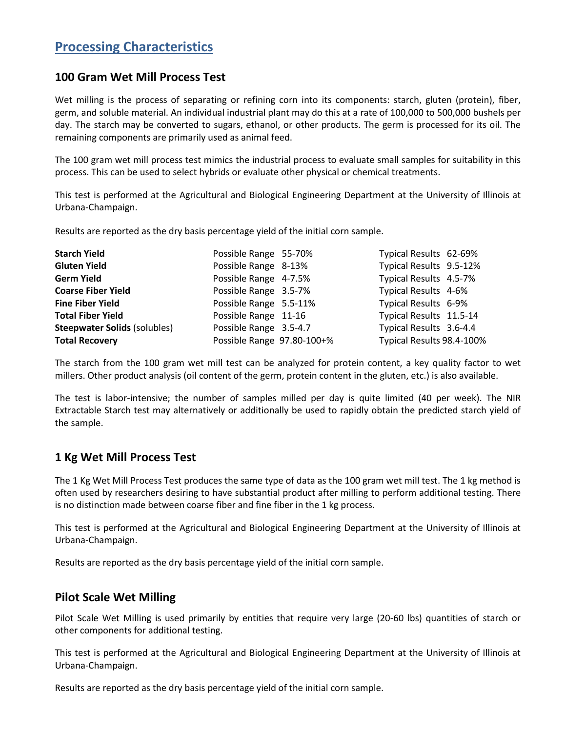# Processing Characteristics

## 100 Gram Wet Mill Process Test

Wet milling is the process of separating or refining corn into its components: starch, gluten (protein), fiber, germ, and soluble material. An individual industrial plant may do this at a rate of 100,000 to 500,000 bushels per day. The starch may be converted to sugars, ethanol, or other products. The germ is processed for its oil. The remaining components are primarily used as animal feed.

The 100 gram wet mill process test mimics the industrial process to evaluate small samples for suitability in this process. This can be used to select hybrids or evaluate other physical or chemical treatments.

This test is performed at the Agricultural and Biological Engineering Department at the University of Illinois at Urbana-Champaign.

Results are reported as the dry basis percentage yield of the initial corn sample.

| | Possible Range | Typical Results |
|---|---|---|
| **Starch Yield** | 55-70% | 62-69% |
| **Gluten Yield** | 8-13% | 9.5-12% |
| **Germ Yield** | 4-7.5% | 4.5-7% |
| **Coarse Fiber Yield** | 3.5-7% | 4-6% |
| **Fine Fiber Yield** | 5.5-11% | 6-9% |
| **Total Fiber Yield** | 11-16 | 11.5-14 |
| **Steepwater Solids** (solubles) | 3.5-4.7 | 3.6-4.4 |
| **Total Recovery** | 97.80-100+% | 98.4-100% |

The starch from the 100 gram wet mill test can be analyzed for protein content, a key quality factor to wet millers. Other product analysis (oil content of the germ, protein content in the gluten, etc.) is also available.

The test is labor-intensive; the number of samples milled per day is quite limited (40 per week). The NIR Extractable Starch test may alternatively or additionally be used to rapidly obtain the predicted starch yield of the sample.

## 1 Kg Wet Mill Process Test

The 1 Kg Wet Mill Process Test produces the same type of data as the 100 gram wet mill test. The 1 kg method is often used by researchers desiring to have substantial product after milling to perform additional testing. There is no distinction made between coarse fiber and fine fiber in the 1 kg process.

This test is performed at the Agricultural and Biological Engineering Department at the University of Illinois at Urbana-Champaign.

Results are reported as the dry basis percentage yield of the initial corn sample.

## Pilot Scale Wet Milling

Pilot Scale Wet Milling is used primarily by entities that require very large (20-60 lbs) quantities of starch or other components for additional testing.

This test is performed at the Agricultural and Biological Engineering Department at the University of Illinois at Urbana-Champaign.

Results are reported as the dry basis percentage yield of the initial corn sample.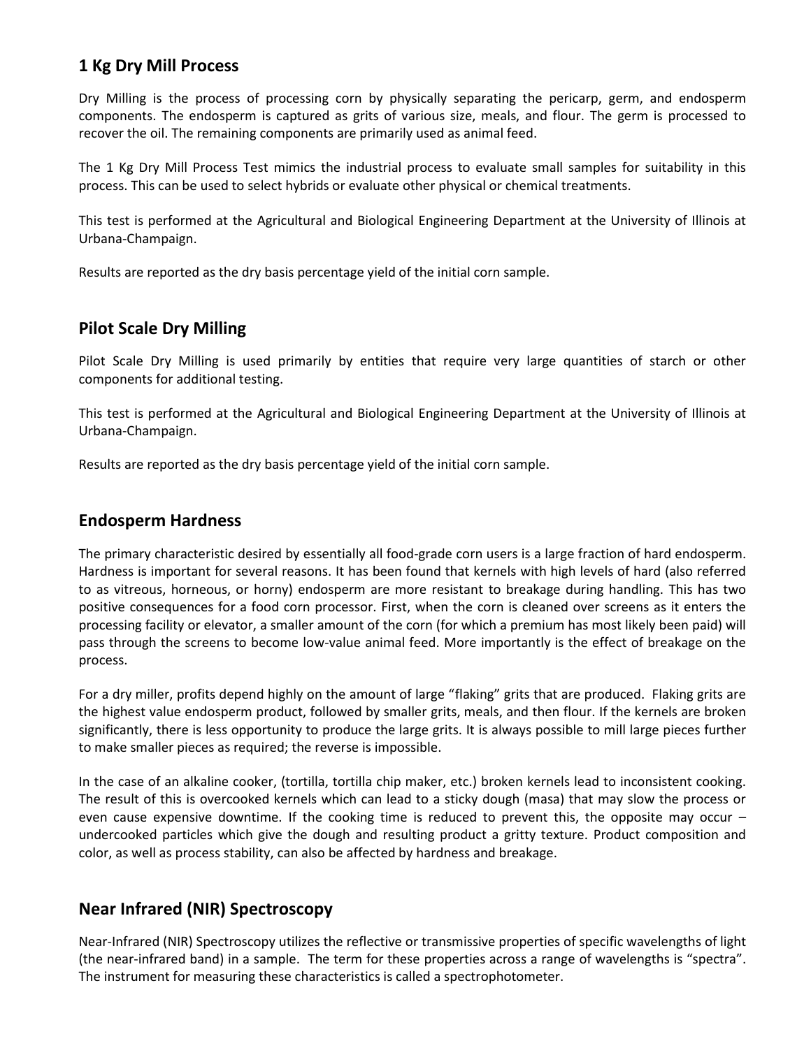## 1 Kg Dry Mill Process

Dry Milling is the process of processing corn by physically separating the pericarp, germ, and endosperm components. The endosperm is captured as grits of various size, meals, and flour. The germ is processed to recover the oil. The remaining components are primarily used as animal feed.

The 1 Kg Dry Mill Process Test mimics the industrial process to evaluate small samples for suitability in this process. This can be used to select hybrids or evaluate other physical or chemical treatments.

This test is performed at the Agricultural and Biological Engineering Department at the University of Illinois at Urbana-Champaign.

Results are reported as the dry basis percentage yield of the initial corn sample.

## Pilot Scale Dry Milling

Pilot Scale Dry Milling is used primarily by entities that require very large quantities of starch or other components for additional testing.

This test is performed at the Agricultural and Biological Engineering Department at the University of Illinois at Urbana-Champaign.

Results are reported as the dry basis percentage yield of the initial corn sample.

## Endosperm Hardness

The primary characteristic desired by essentially all food-grade corn users is a large fraction of hard endosperm. Hardness is important for several reasons. It has been found that kernels with high levels of hard (also referred to as vitreous, horneous, or horny) endosperm are more resistant to breakage during handling. This has two positive consequences for a food corn processor. First, when the corn is cleaned over screens as it enters the processing facility or elevator, a smaller amount of the corn (for which a premium has most likely been paid) will pass through the screens to become low-value animal feed. More importantly is the effect of breakage on the process.

For a dry miller, profits depend highly on the amount of large "flaking" grits that are produced. Flaking grits are the highest value endosperm product, followed by smaller grits, meals, and then flour. If the kernels are broken significantly, there is less opportunity to produce the large grits. It is always possible to mill large pieces further to make smaller pieces as required; the reverse is impossible.

In the case of an alkaline cooker, (tortilla, tortilla chip maker, etc.) broken kernels lead to inconsistent cooking. The result of this is overcooked kernels which can lead to a sticky dough (masa) that may slow the process or even cause expensive downtime. If the cooking time is reduced to prevent this, the opposite may occur – undercooked particles which give the dough and resulting product a gritty texture. Product composition and color, as well as process stability, can also be affected by hardness and breakage.

## Near Infrared (NIR) Spectroscopy

Near-Infrared (NIR) Spectroscopy utilizes the reflective or transmissive properties of specific wavelengths of light (the near-infrared band) in a sample. The term for these properties across a range of wavelengths is "spectra". The instrument for measuring these characteristics is called a spectrophotometer.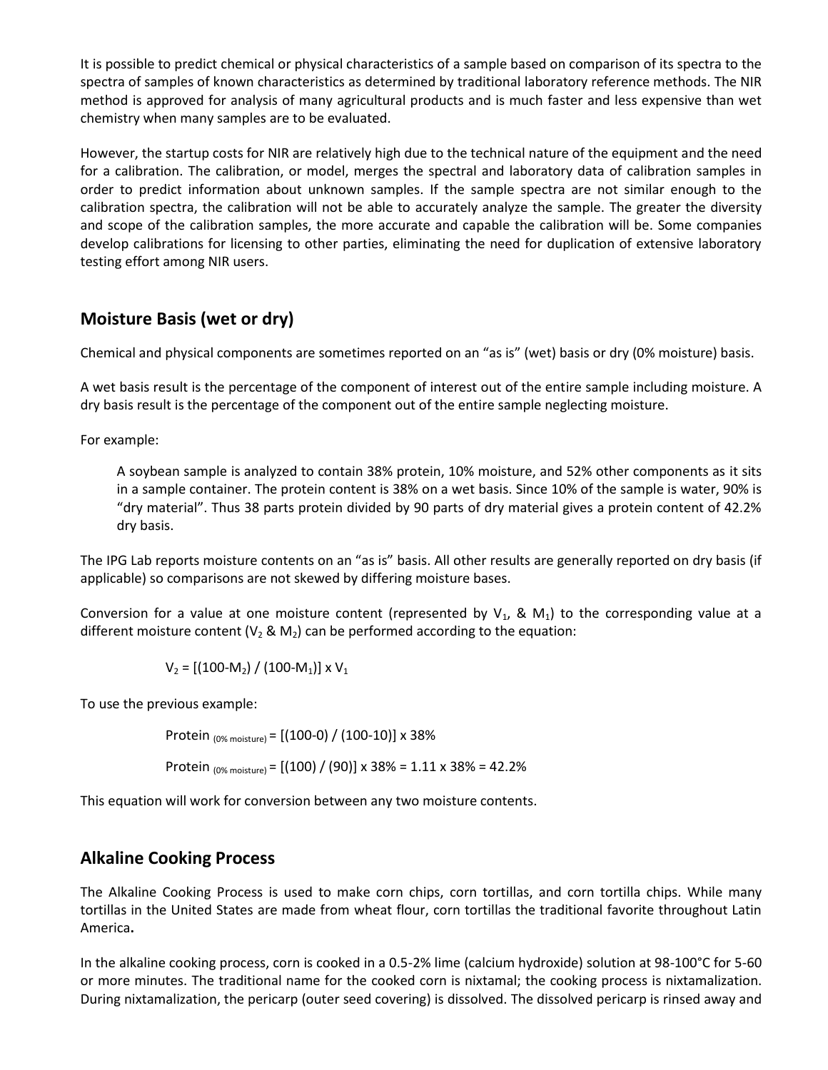It is possible to predict chemical or physical characteristics of a sample based on comparison of its spectra to the spectra of samples of known characteristics as determined by traditional laboratory reference methods. The NIR method is approved for analysis of many agricultural products and is much faster and less expensive than wet chemistry when many samples are to be evaluated.

However, the startup costs for NIR are relatively high due to the technical nature of the equipment and the need for a calibration. The calibration, or model, merges the spectral and laboratory data of calibration samples in order to predict information about unknown samples. If the sample spectra are not similar enough to the calibration spectra, the calibration will not be able to accurately analyze the sample. The greater the diversity and scope of the calibration samples, the more accurate and capable the calibration will be. Some companies develop calibrations for licensing to other parties, eliminating the need for duplication of extensive laboratory testing effort among NIR users.

## Moisture Basis (wet or dry)

Chemical and physical components are sometimes reported on an "as is" (wet) basis or dry (0% moisture) basis.

A wet basis result is the percentage of the component of interest out of the entire sample including moisture. A dry basis result is the percentage of the component out of the entire sample neglecting moisture.

For example:

> A soybean sample is analyzed to contain 38% protein, 10% moisture, and 52% other components as it sits in a sample container. The protein content is 38% on a wet basis. Since 10% of the sample is water, 90% is "dry material". Thus 38 parts protein divided by 90 parts of dry material gives a protein content of 42.2% dry basis.

The IPG Lab reports moisture contents on an "as is" basis. All other results are generally reported on dry basis (if applicable) so comparisons are not skewed by differing moisture bases.

Conversion for a value at one moisture content (represented by $V_1$, & $M_1$) to the corresponding value at a different moisture content ($V_2$ & $M_2$) can be performed according to the equation:

$$V_2 = [(100-M_2) / (100-M_1)] \times V_1$$

To use the previous example:

$$\text{Protein}_{(0\%\ \text{moisture})} = [(100-0) / (100-10)] \times 38\%$$

$$\text{Protein}_{(0\%\ \text{moisture})} = [(100) / (90)] \times 38\% = 1.11 \times 38\% = 42.2\%$$

This equation will work for conversion between any two moisture contents.

## Alkaline Cooking Process

The Alkaline Cooking Process is used to make corn chips, corn tortillas, and corn tortilla chips. While many tortillas in the United States are made from wheat flour, corn tortillas the traditional favorite throughout Latin America**.**

In the alkaline cooking process, corn is cooked in a 0.5-2% lime (calcium hydroxide) solution at 98-100°C for 5-60 or more minutes. The traditional name for the cooked corn is nixtamal; the cooking process is nixtamalization. During nixtamalization, the pericarp (outer seed covering) is dissolved. The dissolved pericarp is rinsed away and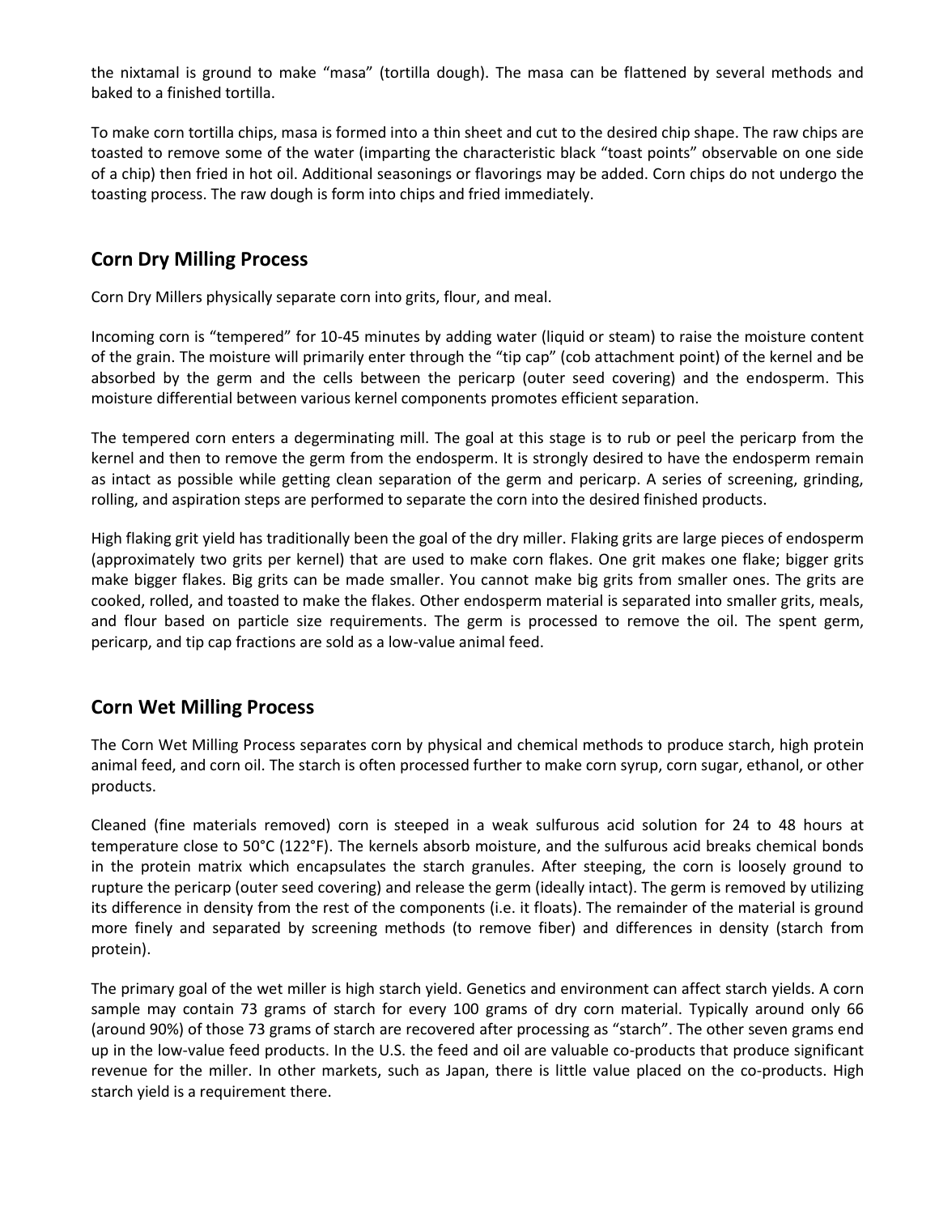the nixtamal is ground to make “masa” (tortilla dough). The masa can be flattened by several methods and baked to a finished tortilla.

To make corn tortilla chips, masa is formed into a thin sheet and cut to the desired chip shape. The raw chips are toasted to remove some of the water (imparting the characteristic black “toast points” observable on one side of a chip) then fried in hot oil. Additional seasonings or flavorings may be added. Corn chips do not undergo the toasting process. The raw dough is form into chips and fried immediately.

## Corn Dry Milling Process

Corn Dry Millers physically separate corn into grits, flour, and meal.

Incoming corn is “tempered” for 10-45 minutes by adding water (liquid or steam) to raise the moisture content of the grain. The moisture will primarily enter through the “tip cap” (cob attachment point) of the kernel and be absorbed by the germ and the cells between the pericarp (outer seed covering) and the endosperm. This moisture differential between various kernel components promotes efficient separation.

The tempered corn enters a degerminating mill. The goal at this stage is to rub or peel the pericarp from the kernel and then to remove the germ from the endosperm. It is strongly desired to have the endosperm remain as intact as possible while getting clean separation of the germ and pericarp. A series of screening, grinding, rolling, and aspiration steps are performed to separate the corn into the desired finished products.

High flaking grit yield has traditionally been the goal of the dry miller. Flaking grits are large pieces of endosperm (approximately two grits per kernel) that are used to make corn flakes. One grit makes one flake; bigger grits make bigger flakes. Big grits can be made smaller. You cannot make big grits from smaller ones. The grits are cooked, rolled, and toasted to make the flakes. Other endosperm material is separated into smaller grits, meals, and flour based on particle size requirements. The germ is processed to remove the oil. The spent germ, pericarp, and tip cap fractions are sold as a low-value animal feed.

## Corn Wet Milling Process

The Corn Wet Milling Process separates corn by physical and chemical methods to produce starch, high protein animal feed, and corn oil. The starch is often processed further to make corn syrup, corn sugar, ethanol, or other products.

Cleaned (fine materials removed) corn is steeped in a weak sulfurous acid solution for 24 to 48 hours at temperature close to 50°C (122°F). The kernels absorb moisture, and the sulfurous acid breaks chemical bonds in the protein matrix which encapsulates the starch granules. After steeping, the corn is loosely ground to rupture the pericarp (outer seed covering) and release the germ (ideally intact). The germ is removed by utilizing its difference in density from the rest of the components (i.e. it floats). The remainder of the material is ground more finely and separated by screening methods (to remove fiber) and differences in density (starch from protein).

The primary goal of the wet miller is high starch yield. Genetics and environment can affect starch yields. A corn sample may contain 73 grams of starch for every 100 grams of dry corn material. Typically around only 66 (around 90%) of those 73 grams of starch are recovered after processing as “starch”. The other seven grams end up in the low-value feed products. In the U.S. the feed and oil are valuable co-products that produce significant revenue for the miller. In other markets, such as Japan, there is little value placed on the co-products. High starch yield is a requirement there.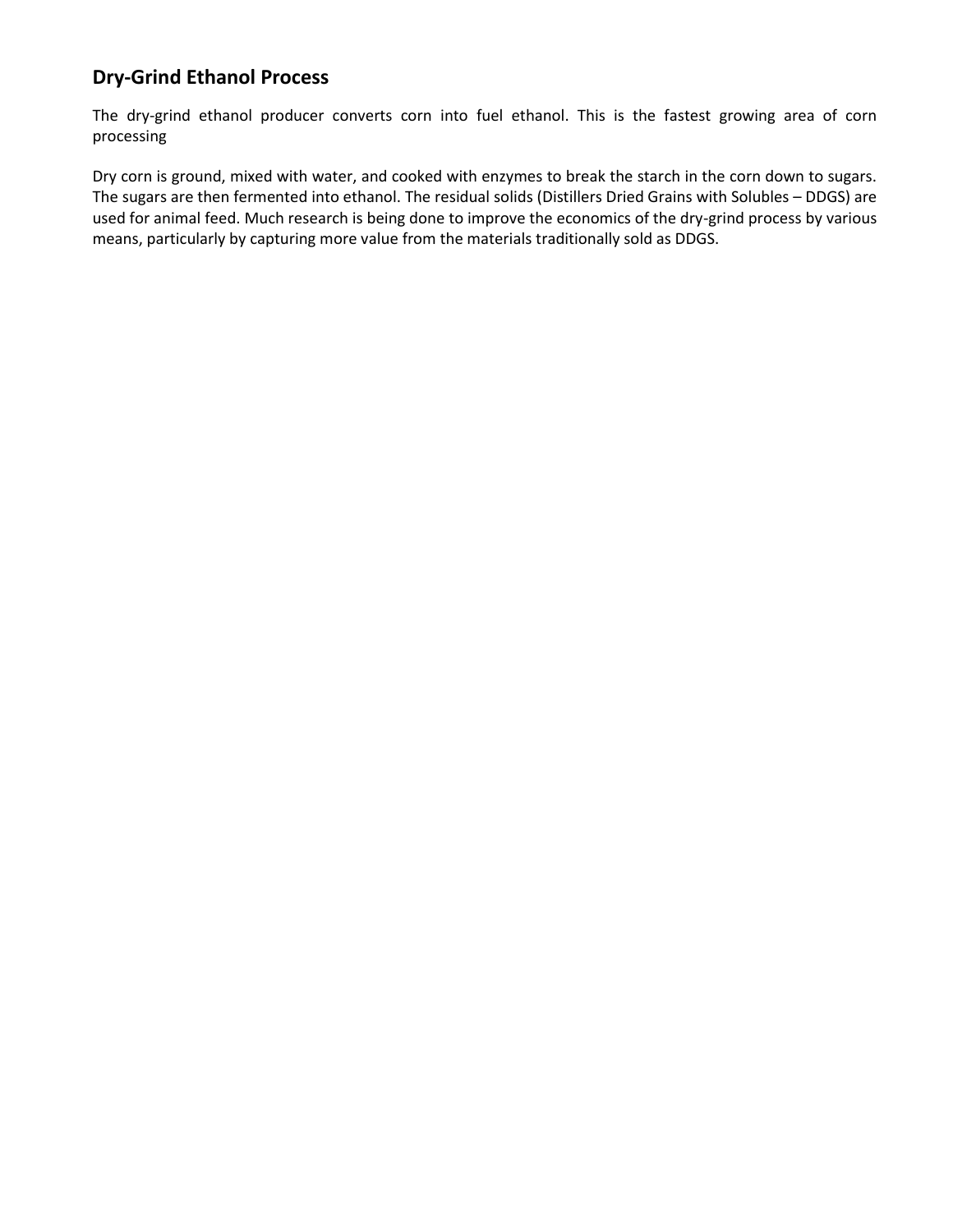## Dry-Grind Ethanol Process

The dry-grind ethanol producer converts corn into fuel ethanol. This is the fastest growing area of corn processing

Dry corn is ground, mixed with water, and cooked with enzymes to break the starch in the corn down to sugars. The sugars are then fermented into ethanol. The residual solids (Distillers Dried Grains with Solubles – DDGS) are used for animal feed. Much research is being done to improve the economics of the dry-grind process by various means, particularly by capturing more value from the materials traditionally sold as DDGS.